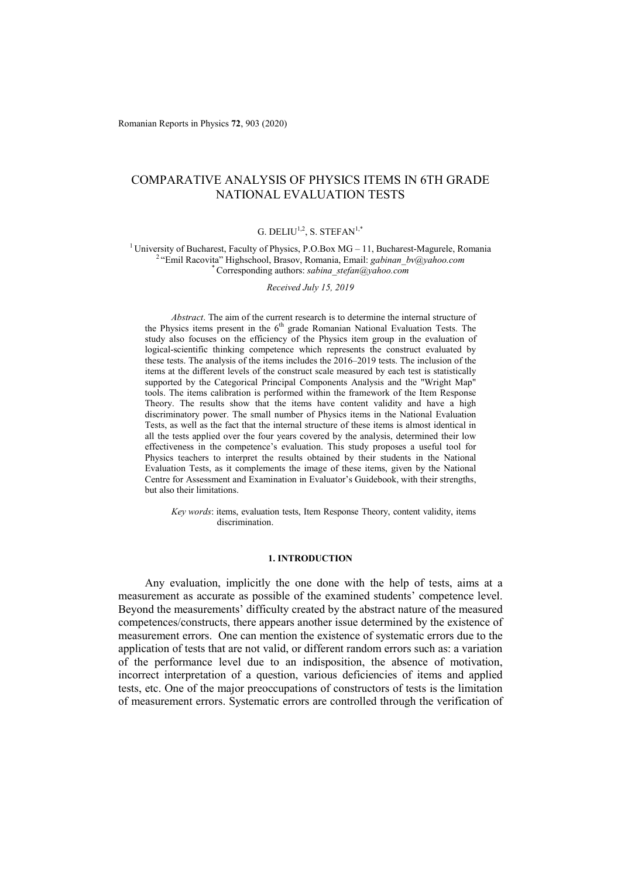# COMPARATIVE ANALYSIS OF PHYSICS ITEMS IN 6TH GRADE NATIONAL EVALUATION TESTS

G. DELIU[1,2], S. STEFAN[1,*]

[1] University of Bucharest, Faculty of Physics, P.O.Box MG – 11, Bucharest-Magurele, Romania
[2] "Emil Racovita" Highschool, Brasov, Romania, Email: *gabinan_bv@yahoo.com*
[*] Corresponding authors: *sabina_stefan@yahoo.com*

*Received July 15, 2019*

*Abstract*. The aim of the current research is to determine the internal structure of the Physics items present in the 6th grade Romanian National Evaluation Tests. The study also focuses on the efficiency of the Physics item group in the evaluation of logical-scientific thinking competence which represents the construct evaluated by these tests. The analysis of the items includes the 2016–2019 tests. The inclusion of the items at the different levels of the construct scale measured by each test is statistically supported by the Categorical Principal Components Analysis and the "Wright Map" tools. The items calibration is performed within the framework of the Item Response Theory. The results show that the items have content validity and have a high discriminatory power. The small number of Physics items in the National Evaluation Tests, as well as the fact that the internal structure of these items is almost identical in all the tests applied over the four years covered by the analysis, determined their low effectiveness in the competence's evaluation. This study proposes a useful tool for Physics teachers to interpret the results obtained by their students in the National Evaluation Tests, as it complements the image of these items, given by the National Centre for Assessment and Examination in Evaluator's Guidebook, with their strengths, but also their limitations.

*Key words*: items, evaluation tests, Item Response Theory, content validity, items discrimination.

## 1. INTRODUCTION

Any evaluation, implicitly the one done with the help of tests, aims at a measurement as accurate as possible of the examined students' competence level. Beyond the measurements' difficulty created by the abstract nature of the measured competences/constructs, there appears another issue determined by the existence of measurement errors. One can mention the existence of systematic errors due to the application of tests that are not valid, or different random errors such as: a variation of the performance level due to an indisposition, the absence of motivation, incorrect interpretation of a question, various deficiencies of items and applied tests, etc. One of the major preoccupations of constructors of tests is the limitation of measurement errors. Systematic errors are controlled through the verification of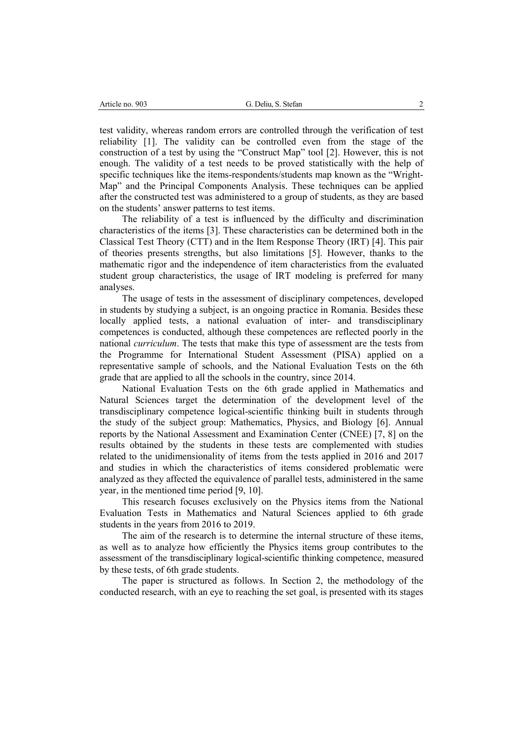test validity, whereas random errors are controlled through the verification of test reliability [1]. The validity can be controlled even from the stage of the construction of a test by using the "Construct Map" tool [2]. However, this is not enough. The validity of a test needs to be proved statistically with the help of specific techniques like the items-respondents/students map known as the "Wright-Map" and the Principal Components Analysis. These techniques can be applied after the constructed test was administered to a group of students, as they are based on the students' answer patterns to test items.

The reliability of a test is influenced by the difficulty and discrimination characteristics of the items [3]. These characteristics can be determined both in the Classical Test Theory (CTT) and in the Item Response Theory (IRT) [4]. This pair of theories presents strengths, but also limitations [5]. However, thanks to the mathematic rigor and the independence of item characteristics from the evaluated student group characteristics, the usage of IRT modeling is preferred for many analyses.

The usage of tests in the assessment of disciplinary competences, developed in students by studying a subject, is an ongoing practice in Romania. Besides these locally applied tests, a national evaluation of inter- and transdisciplinary competences is conducted, although these competences are reflected poorly in the national *curriculum*. The tests that make this type of assessment are the tests from the Programme for International Student Assessment (PISA) applied on a representative sample of schools, and the National Evaluation Tests on the 6th grade that are applied to all the schools in the country, since 2014.

National Evaluation Tests on the 6th grade applied in Mathematics and Natural Sciences target the determination of the development level of the transdisciplinary competence logical-scientific thinking built in students through the study of the subject group: Mathematics, Physics, and Biology [6]. Annual reports by the National Assessment and Examination Center (CNEE) [7, 8] on the results obtained by the students in these tests are complemented with studies related to the unidimensionality of items from the tests applied in 2016 and 2017 and studies in which the characteristics of items considered problematic were analyzed as they affected the equivalence of parallel tests, administered in the same year, in the mentioned time period [9, 10].

This research focuses exclusively on the Physics items from the National Evaluation Tests in Mathematics and Natural Sciences applied to 6th grade students in the years from 2016 to 2019.

The aim of the research is to determine the internal structure of these items, as well as to analyze how efficiently the Physics items group contributes to the assessment of the transdisciplinary logical-scientific thinking competence, measured by these tests, of 6th grade students.

The paper is structured as follows. In Section 2, the methodology of the conducted research, with an eye to reaching the set goal, is presented with its stages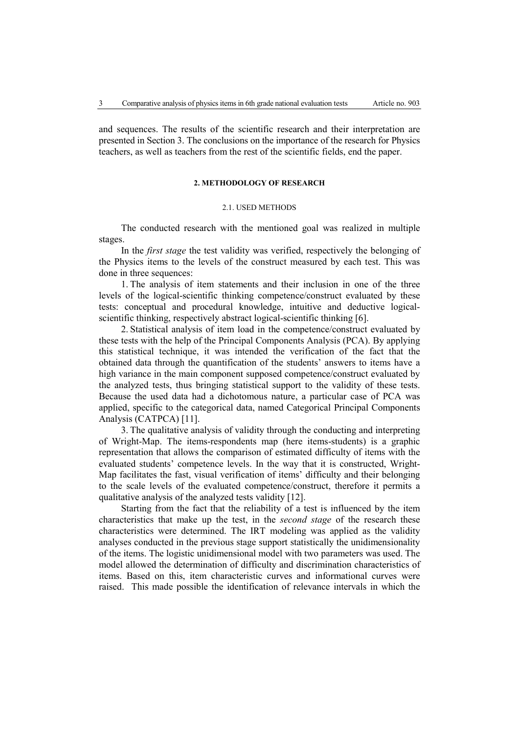and sequences. The results of the scientific research and their interpretation are presented in Section 3. The conclusions on the importance of the research for Physics teachers, as well as teachers from the rest of the scientific fields, end the paper.

## 2. METHODOLOGY OF RESEARCH

### 2.1. USED METHODS

The conducted research with the mentioned goal was realized in multiple stages.

In the *first stage* the test validity was verified, respectively the belonging of the Physics items to the levels of the construct measured by each test. This was done in three sequences:

1. The analysis of item statements and their inclusion in one of the three levels of the logical-scientific thinking competence/construct evaluated by these tests: conceptual and procedural knowledge, intuitive and deductive logical-scientific thinking, respectively abstract logical-scientific thinking [6].

2. Statistical analysis of item load in the competence/construct evaluated by these tests with the help of the Principal Components Analysis (PCA). By applying this statistical technique, it was intended the verification of the fact that the obtained data through the quantification of the students' answers to items have a high variance in the main component supposed competence/construct evaluated by the analyzed tests, thus bringing statistical support to the validity of these tests. Because the used data had a dichotomous nature, a particular case of PCA was applied, specific to the categorical data, named Categorical Principal Components Analysis (CATPCA) [11].

3. The qualitative analysis of validity through the conducting and interpreting of Wright-Map. The items-respondents map (here items-students) is a graphic representation that allows the comparison of estimated difficulty of items with the evaluated students' competence levels. In the way that it is constructed, Wright-Map facilitates the fast, visual verification of items' difficulty and their belonging to the scale levels of the evaluated competence/construct, therefore it permits a qualitative analysis of the analyzed tests validity [12].

Starting from the fact that the reliability of a test is influenced by the item characteristics that make up the test, in the *second stage* of the research these characteristics were determined. The IRT modeling was applied as the validity analyses conducted in the previous stage support statistically the unidimensionality of the items. The logistic unidimensional model with two parameters was used. The model allowed the determination of difficulty and discrimination characteristics of items. Based on this, item characteristic curves and informational curves were raised. This made possible the identification of relevance intervals in which the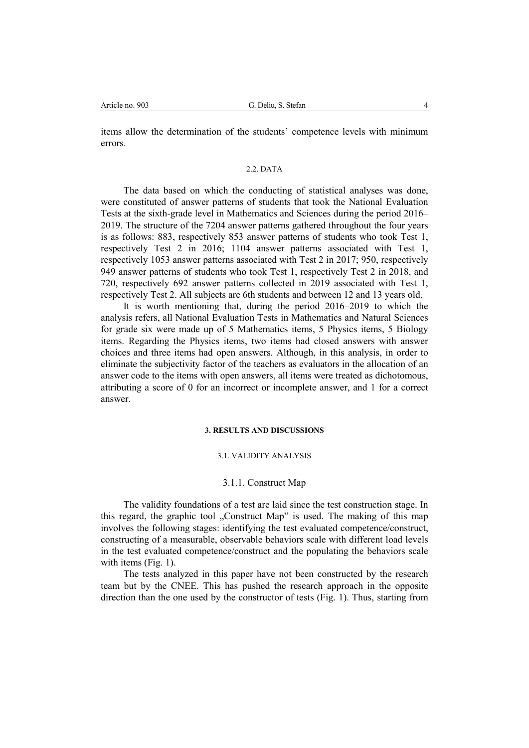items allow the determination of the students' competence levels with minimum errors.

### 2.2. DATA

The data based on which the conducting of statistical analyses was done, were constituted of answer patterns of students that took the National Evaluation Tests at the sixth-grade level in Mathematics and Sciences during the period 2016–2019. The structure of the 7204 answer patterns gathered throughout the four years is as follows: 883, respectively 853 answer patterns of students who took Test 1, respectively Test 2 in 2016; 1104 answer patterns associated with Test 1, respectively 1053 answer patterns associated with Test 2 in 2017; 950, respectively 949 answer patterns of students who took Test 1, respectively Test 2 in 2018, and 720, respectively 692 answer patterns collected in 2019 associated with Test 1, respectively Test 2. All subjects are 6th students and between 12 and 13 years old.

It is worth mentioning that, during the period 2016–2019 to which the analysis refers, all National Evaluation Tests in Mathematics and Natural Sciences for grade six were made up of 5 Mathematics items, 5 Physics items, 5 Biology items. Regarding the Physics items, two items had closed answers with answer choices and three items had open answers. Although, in this analysis, in order to eliminate the subjectivity factor of the teachers as evaluators in the allocation of an answer code to the items with open answers, all items were treated as dichotomous, attributing a score of 0 for an incorrect or incomplete answer, and 1 for a correct answer.

## 3. RESULTS AND DISCUSSIONS

### 3.1. VALIDITY ANALYSIS

#### 3.1.1. Construct Map

The validity foundations of a test are laid since the test construction stage. In this regard, the graphic tool „Construct Map" is used. The making of this map involves the following stages: identifying the test evaluated competence/construct, constructing of a measurable, observable behaviors scale with different load levels in the test evaluated competence/construct and the populating the behaviors scale with items (Fig. 1).

The tests analyzed in this paper have not been constructed by the research team but by the CNEE. This has pushed the research approach in the opposite direction than the one used by the constructor of tests (Fig. 1). Thus, starting from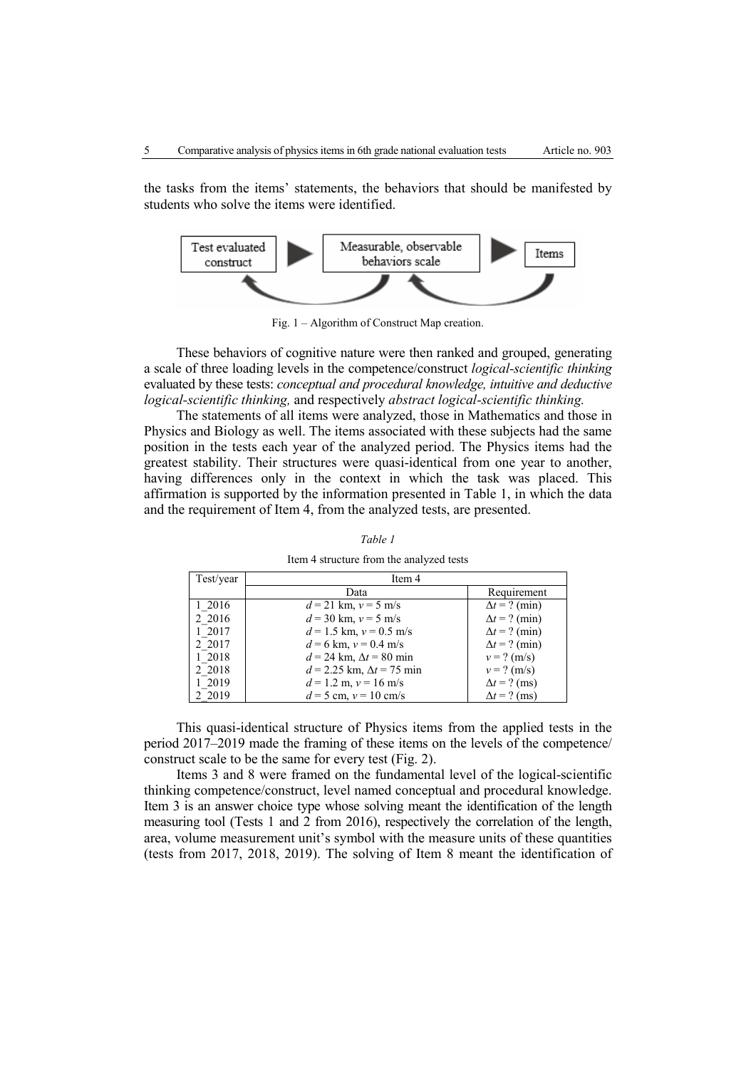the tasks from the items' statements, the behaviors that should be manifested by students who solve the items were identified.

Fig. 1 – Algorithm of Construct Map creation.

These behaviors of cognitive nature were then ranked and grouped, generating a scale of three loading levels in the competence/construct *logical-scientific thinking* evaluated by these tests: *conceptual and procedural knowledge, intuitive and deductive logical-scientific thinking,* and respectively *abstract logical-scientific thinking.*

The statements of all items were analyzed, those in Mathematics and those in Physics and Biology as well. The items associated with these subjects had the same position in the tests each year of the analyzed period. The Physics items had the greatest stability. Their structures were quasi-identical from one year to another, having differences only in the context in which the task was placed. This affirmation is supported by the information presented in Table 1, in which the data and the requirement of Item 4, from the analyzed tests, are presented.

*Table 1*

Item 4 structure from the analyzed tests

| Test/year | Item 4 | |
|---|---|---|
| | Data | Requirement |
| 1_2016 | $d = 21$ km, $v = 5$ m/s | $\Delta t = ?$ (min) |
| 2_2016 | $d = 30$ km, $v = 5$ m/s | $\Delta t = ?$ (min) |
| 1_2017 | $d = 1.5$ km, $v = 0.5$ m/s | $\Delta t = ?$ (min) |
| 2_2017 | $d = 6$ km, $v = 0.4$ m/s | $\Delta t = ?$ (min) |
| 1_2018 | $d = 24$ km, $\Delta t = 80$ min | $v = ?$ (m/s) |
| 2_2018 | $d = 2.25$ km, $\Delta t = 75$ min | $v = ?$ (m/s) |
| 1_2019 | $d = 1.2$ m, $v = 16$ m/s | $\Delta t = ?$ (ms) |
| 2_2019 | $d = 5$ cm, $v = 10$ cm/s | $\Delta t = ?$ (ms) |

This quasi-identical structure of Physics items from the applied tests in the period 2017–2019 made the framing of these items on the levels of the competence/ construct scale to be the same for every test (Fig. 2).

Items 3 and 8 were framed on the fundamental level of the logical-scientific thinking competence/construct, level named conceptual and procedural knowledge. Item 3 is an answer choice type whose solving meant the identification of the length measuring tool (Tests 1 and 2 from 2016), respectively the correlation of the length, area, volume measurement unit's symbol with the measure units of these quantities (tests from 2017, 2018, 2019). The solving of Item 8 meant the identification of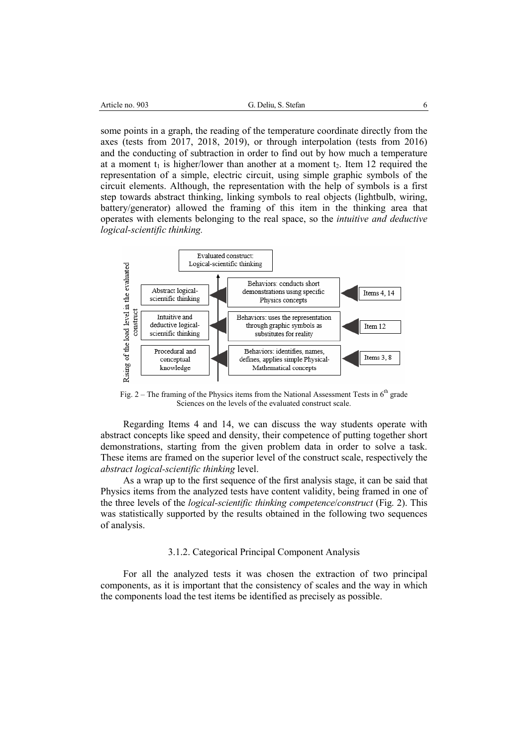some points in a graph, the reading of the temperature coordinate directly from the axes (tests from 2017, 2018, 2019), or through interpolation (tests from 2016) and the conducting of subtraction in order to find out by how much a temperature at a moment $t_1$ is higher/lower than another at a moment $t_2$. Item 12 required the representation of a simple, electric circuit, using simple graphic symbols of the circuit elements. Although, the representation with the help of symbols is a first step towards abstract thinking, linking symbols to real objects (lightbulb, wiring, battery/generator) allowed the framing of this item in the thinking area that operates with elements belonging to the real space, so the *intuitive and deductive logical-scientific thinking.*

Fig. 2 – The framing of the Physics items from the National Assessment Tests in 6th grade Sciences on the levels of the evaluated construct scale.

Regarding Items 4 and 14, we can discuss the way students operate with abstract concepts like speed and density, their competence of putting together short demonstrations, starting from the given problem data in order to solve a task. These items are framed on the superior level of the construct scale, respectively the *abstract logical-scientific thinking* level.

As a wrap up to the first sequence of the first analysis stage, it can be said that Physics items from the analyzed tests have content validity, being framed in one of the three levels of the *logical-scientific thinking competence/construct* (Fig. 2). This was statistically supported by the results obtained in the following two sequences of analysis.

### 3.1.2. Categorical Principal Component Analysis

For all the analyzed tests it was chosen the extraction of two principal components, as it is important that the consistency of scales and the way in which the components load the test items be identified as precisely as possible.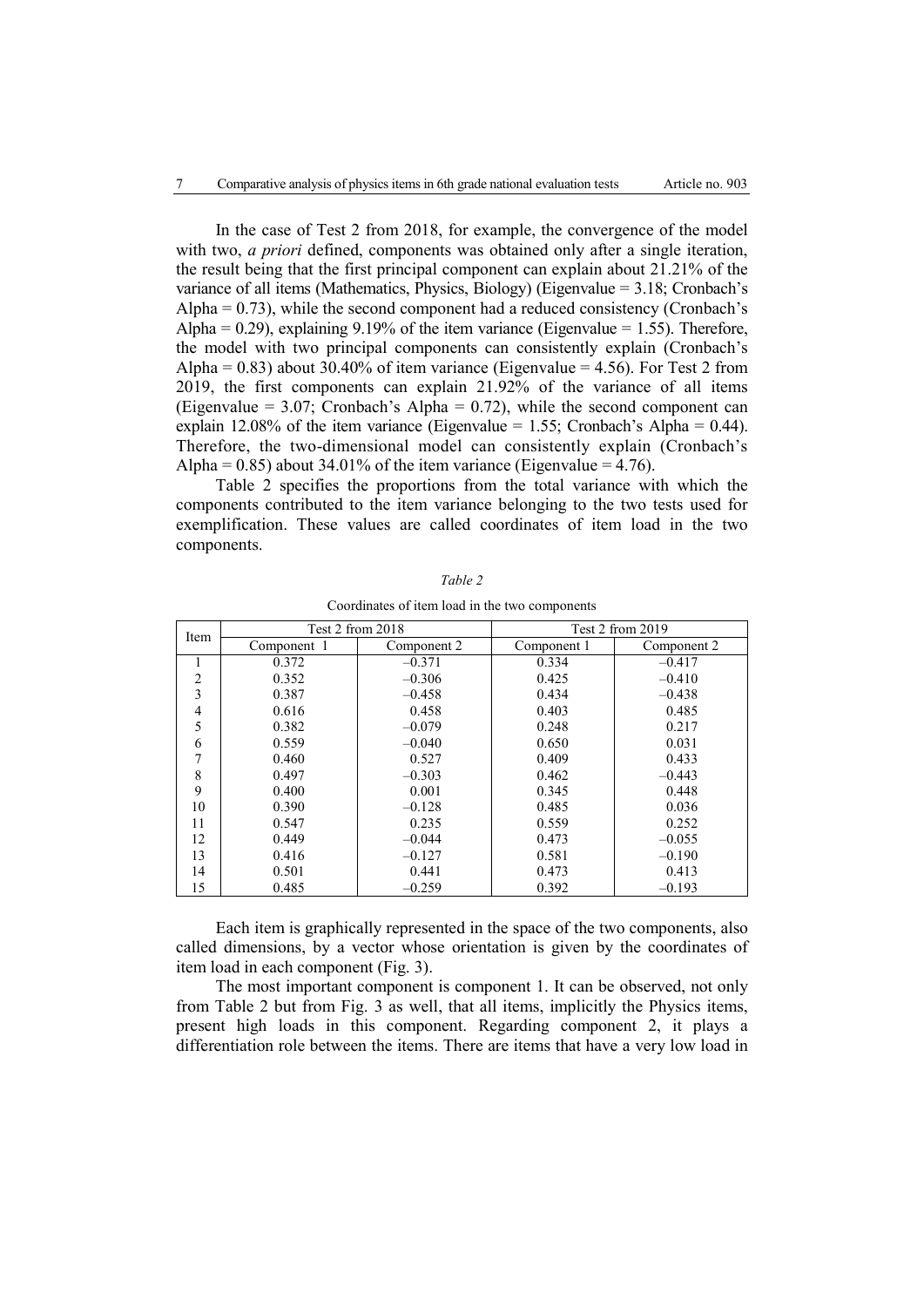In the case of Test 2 from 2018, for example, the convergence of the model with two, *a priori* defined, components was obtained only after a single iteration, the result being that the first principal component can explain about 21.21% of the variance of all items (Mathematics, Physics, Biology) (Eigenvalue = 3.18; Cronbach's Alpha = 0.73), while the second component had a reduced consistency (Cronbach's Alpha = 0.29), explaining 9.19% of the item variance (Eigenvalue = 1.55). Therefore, the model with two principal components can consistently explain (Cronbach's Alpha = 0.83) about 30.40% of item variance (Eigenvalue = 4.56). For Test 2 from 2019, the first components can explain 21.92% of the variance of all items (Eigenvalue = 3.07; Cronbach's Alpha = 0.72), while the second component can explain 12.08% of the item variance (Eigenvalue = 1.55; Cronbach's Alpha = 0.44). Therefore, the two-dimensional model can consistently explain (Cronbach's Alpha = 0.85) about 34.01% of the item variance (Eigenvalue = 4.76).

Table 2 specifies the proportions from the total variance with which the components contributed to the item variance belonging to the two tests used for exemplification. These values are called coordinates of item load in the two components.

*Table 2*

Coordinates of item load in the two components

| Item | Test 2 from 2018 | | Test 2 from 2019 | |
|---|---|---|---|---|
| | Component 1 | Component 2 | Component 1 | Component 2 |
| 1 | 0.372 | –0.371 | 0.334 | –0.417 |
| 2 | 0.352 | –0.306 | 0.425 | –0.410 |
| 3 | 0.387 | –0.458 | 0.434 | –0.438 |
| 4 | 0.616 | 0.458 | 0.403 | 0.485 |
| 5 | 0.382 | –0.079 | 0.248 | 0.217 |
| 6 | 0.559 | –0.040 | 0.650 | 0.031 |
| 7 | 0.460 | 0.527 | 0.409 | 0.433 |
| 8 | 0.497 | –0.303 | 0.462 | –0.443 |
| 9 | 0.400 | 0.001 | 0.345 | 0.448 |
| 10 | 0.390 | –0.128 | 0.485 | 0.036 |
| 11 | 0.547 | 0.235 | 0.559 | 0.252 |
| 12 | 0.449 | –0.044 | 0.473 | –0.055 |
| 13 | 0.416 | –0.127 | 0.581 | –0.190 |
| 14 | 0.501 | 0.441 | 0.473 | 0.413 |
| 15 | 0.485 | –0.259 | 0.392 | –0.193 |

Each item is graphically represented in the space of the two components, also called dimensions, by a vector whose orientation is given by the coordinates of item load in each component (Fig. 3).

The most important component is component 1. It can be observed, not only from Table 2 but from Fig. 3 as well, that all items, implicitly the Physics items, present high loads in this component. Regarding component 2, it plays a differentiation role between the items. There are items that have a very low load in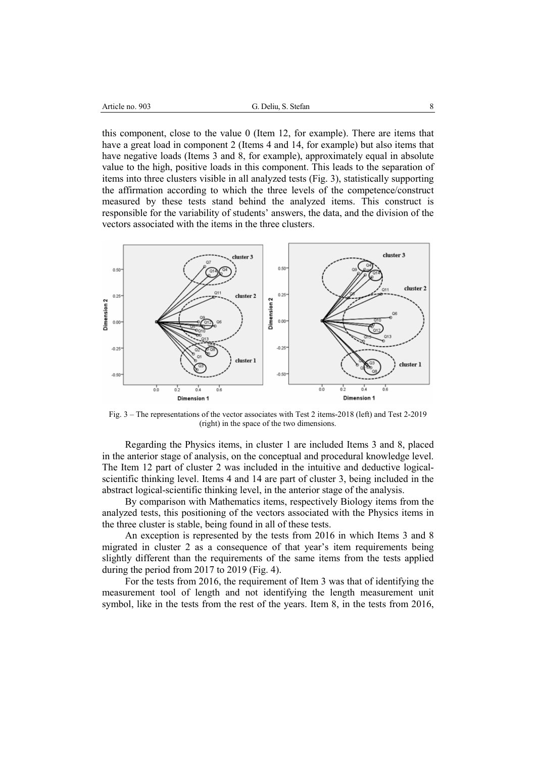this component, close to the value 0 (Item 12, for example). There are items that have a great load in component 2 (Items 4 and 14, for example) but also items that have negative loads (Items 3 and 8, for example), approximately equal in absolute value to the high, positive loads in this component. This leads to the separation of items into three clusters visible in all analyzed tests (Fig. 3), statistically supporting the affirmation according to which the three levels of the competence/construct measured by these tests stand behind the analyzed items. This construct is responsible for the variability of students' answers, the data, and the division of the vectors associated with the items in the three clusters.

Fig. 3 – The representations of the vector associates with Test 2 items-2018 (left) and Test 2-2019 (right) in the space of the two dimensions.

Regarding the Physics items, in cluster 1 are included Items 3 and 8, placed in the anterior stage of analysis, on the conceptual and procedural knowledge level. The Item 12 part of cluster 2 was included in the intuitive and deductive logical-scientific thinking level. Items 4 and 14 are part of cluster 3, being included in the abstract logical-scientific thinking level, in the anterior stage of the analysis.

By comparison with Mathematics items, respectively Biology items from the analyzed tests, this positioning of the vectors associated with the Physics items in the three cluster is stable, being found in all of these tests.

An exception is represented by the tests from 2016 in which Items 3 and 8 migrated in cluster 2 as a consequence of that year's item requirements being slightly different than the requirements of the same items from the tests applied during the period from 2017 to 2019 (Fig. 4).

For the tests from 2016, the requirement of Item 3 was that of identifying the measurement tool of length and not identifying the length measurement unit symbol, like in the tests from the rest of the years. Item 8, in the tests from 2016,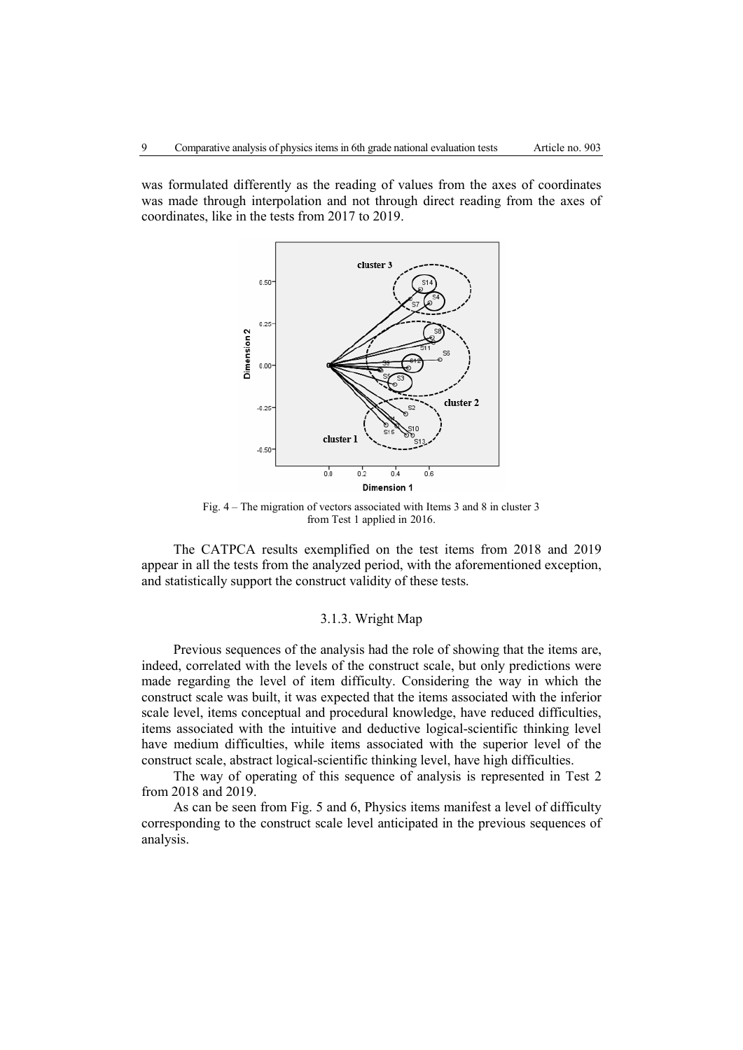was formulated differently as the reading of values from the axes of coordinates was made through interpolation and not through direct reading from the axes of coordinates, like in the tests from 2017 to 2019.

Fig. 4 – The migration of vectors associated with Items 3 and 8 in cluster 3 from Test 1 applied in 2016.

The CATPCA results exemplified on the test items from 2018 and 2019 appear in all the tests from the analyzed period, with the aforementioned exception, and statistically support the construct validity of these tests.

### 3.1.3. Wright Map

Previous sequences of the analysis had the role of showing that the items are, indeed, correlated with the levels of the construct scale, but only predictions were made regarding the level of item difficulty. Considering the way in which the construct scale was built, it was expected that the items associated with the inferior scale level, items conceptual and procedural knowledge, have reduced difficulties, items associated with the intuitive and deductive logical-scientific thinking level have medium difficulties, while items associated with the superior level of the construct scale, abstract logical-scientific thinking level, have high difficulties.

The way of operating of this sequence of analysis is represented in Test 2 from 2018 and 2019.

As can be seen from Fig. 5 and 6, Physics items manifest a level of difficulty corresponding to the construct scale level anticipated in the previous sequences of analysis.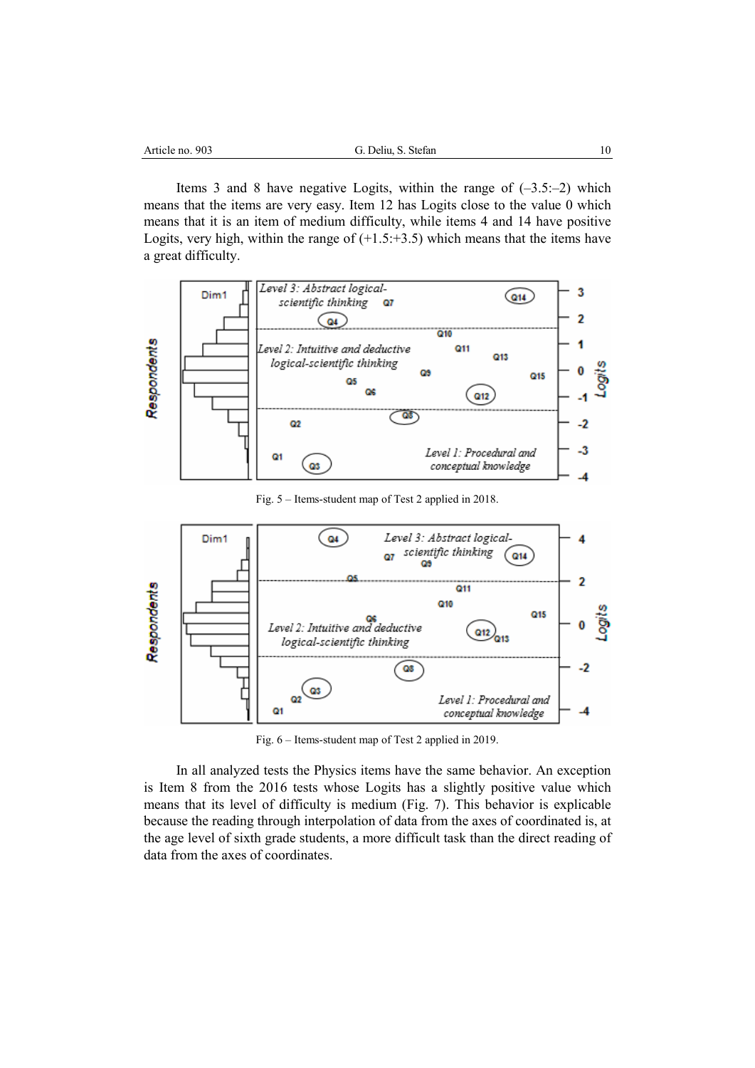Items 3 and 8 have negative Logits, within the range of (–3.5:–2) which means that the items are very easy. Item 12 has Logits close to the value 0 which means that it is an item of medium difficulty, while items 4 and 14 have positive Logits, very high, within the range of (+1.5:+3.5) which means that the items have a great difficulty.

Fig. 5 – Items-student map of Test 2 applied in 2018.

Fig. 6 – Items-student map of Test 2 applied in 2019.

In all analyzed tests the Physics items have the same behavior. An exception is Item 8 from the 2016 tests whose Logits has a slightly positive value which means that its level of difficulty is medium (Fig. 7). This behavior is explicable because the reading through interpolation of data from the axes of coordinated is, at the age level of sixth grade students, a more difficult task than the direct reading of data from the axes of coordinates.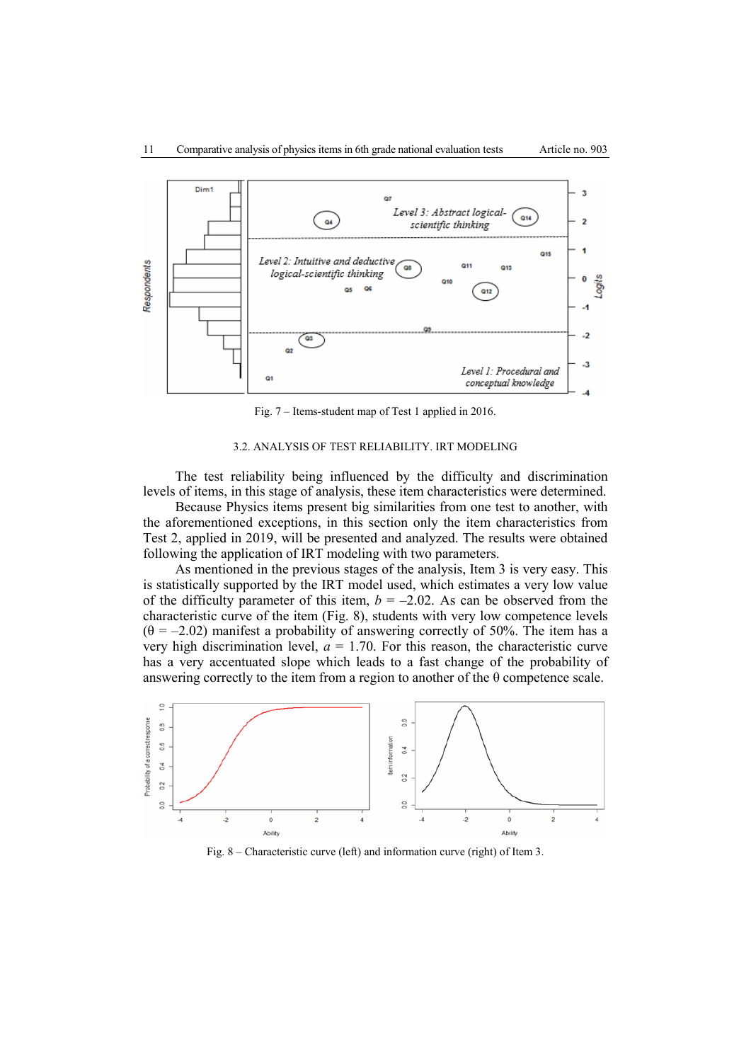Fig. 7 – Items-student map of Test 1 applied in 2016.

### 3.2. ANALYSIS OF TEST RELIABILITY. IRT MODELING

The test reliability being influenced by the difficulty and discrimination levels of items, in this stage of analysis, these item characteristics were determined.

Because Physics items present big similarities from one test to another, with the aforementioned exceptions, in this section only the item characteristics from Test 2, applied in 2019, will be presented and analyzed. The results were obtained following the application of IRT modeling with two parameters.

As mentioned in the previous stages of the analysis, Item 3 is very easy. This is statistically supported by the IRT model used, which estimates a very low value of the difficulty parameter of this item, $b = -2.02$. As can be observed from the characteristic curve of the item (Fig. 8), students with very low competence levels ($\theta = -2.02$) manifest a probability of answering correctly of 50%. The item has a very high discrimination level, $a = 1.70$. For this reason, the characteristic curve has a very accentuated slope which leads to a fast change of the probability of answering correctly to the item from a region to another of the $\theta$ competence scale.

Fig. 8 – Characteristic curve (left) and information curve (right) of Item 3.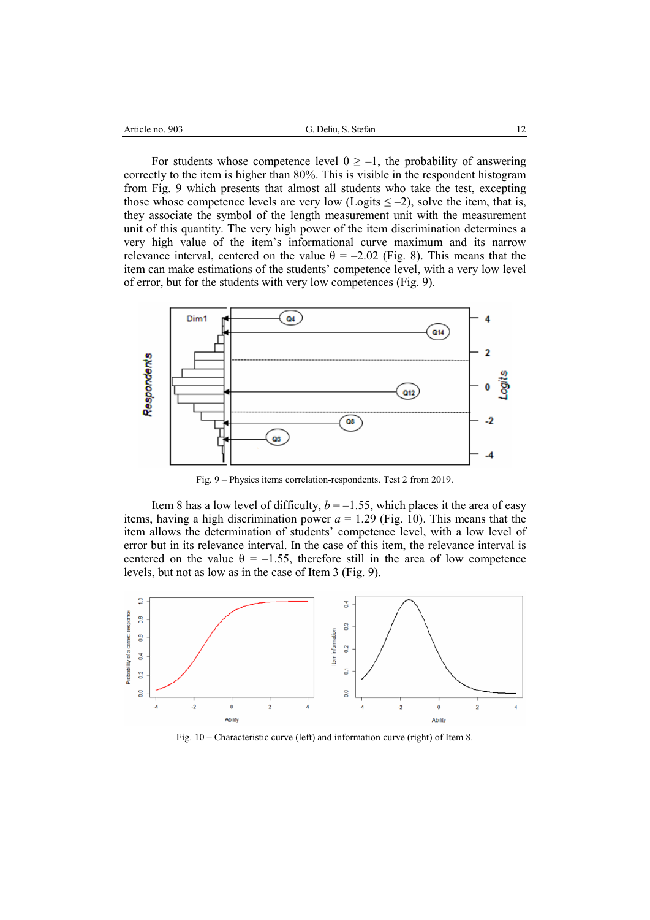For students whose competence level $\theta \geq -1$, the probability of answering correctly to the item is higher than 80%. This is visible in the respondent histogram from Fig. 9 which presents that almost all students who take the test, excepting those whose competence levels are very low (Logits $\leq -2$), solve the item, that is, they associate the symbol of the length measurement unit with the measurement unit of this quantity. The very high power of the item discrimination determines a very high value of the item's informational curve maximum and its narrow relevance interval, centered on the value $\theta = -2.02$ (Fig. 8). This means that the item can make estimations of the students' competence level, with a very low level of error, but for the students with very low competences (Fig. 9).

Fig. 9 – Physics items correlation-respondents. Test 2 from 2019.

Item 8 has a low level of difficulty, $b = -1.55$, which places it the area of easy items, having a high discrimination power $a = 1.29$ (Fig. 10). This means that the item allows the determination of students' competence level, with a low level of error but in its relevance interval. In the case of this item, the relevance interval is centered on the value $\theta = -1.55$, therefore still in the area of low competence levels, but not as low as in the case of Item 3 (Fig. 9).

Fig. 10 – Characteristic curve (left) and information curve (right) of Item 8.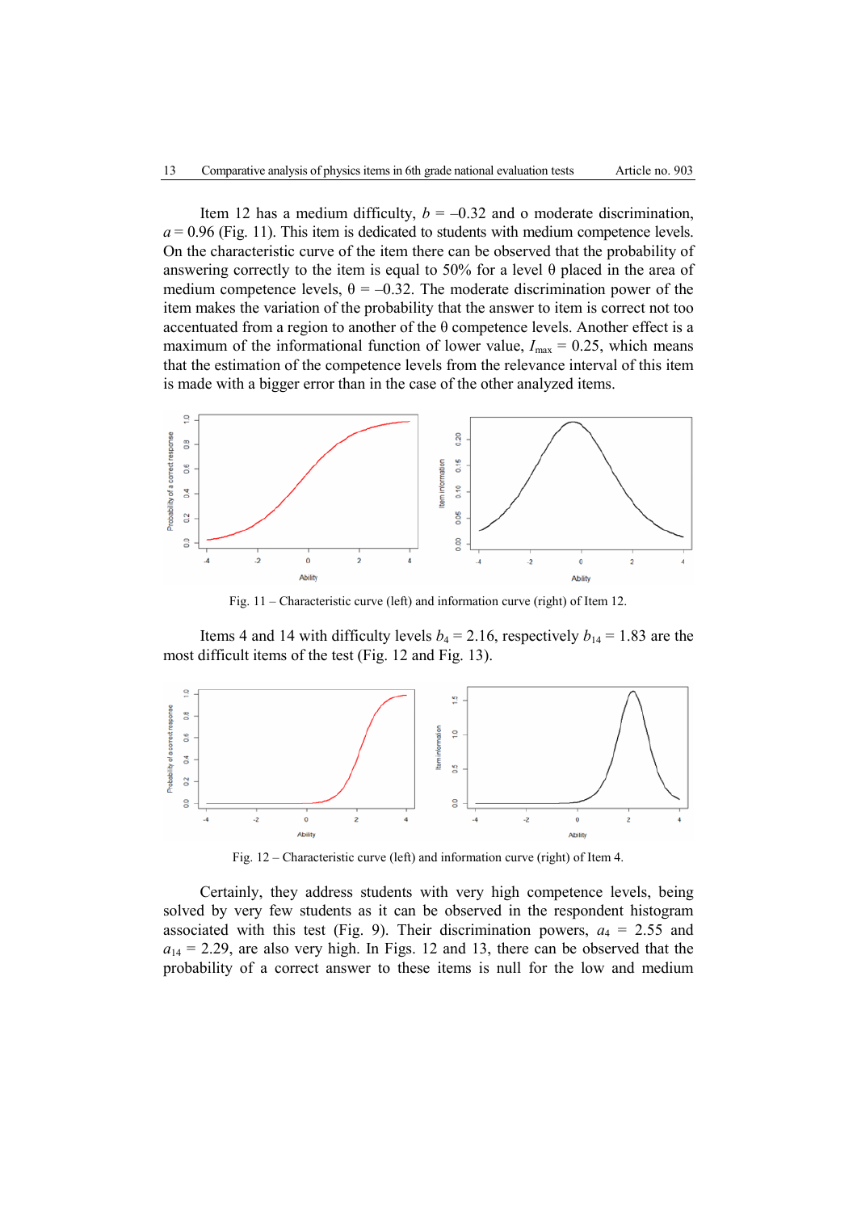Item 12 has a medium difficulty, $b = -0.32$ and o moderate discrimination, $a = 0.96$ (Fig. 11). This item is dedicated to students with medium competence levels. On the characteristic curve of the item there can be observed that the probability of answering correctly to the item is equal to 50% for a level θ placed in the area of medium competence levels, $\theta = -0.32$. The moderate discrimination power of the item makes the variation of the probability that the answer to item is correct not too accentuated from a region to another of the θ competence levels. Another effect is a maximum of the informational function of lower value, $I_{max} = 0.25$, which means that the estimation of the competence levels from the relevance interval of this item is made with a bigger error than in the case of the other analyzed items.

Fig. 11 – Characteristic curve (left) and information curve (right) of Item 12.

Items 4 and 14 with difficulty levels $b_4 = 2.16$, respectively $b_{14} = 1.83$ are the most difficult items of the test (Fig. 12 and Fig. 13).

Fig. 12 – Characteristic curve (left) and information curve (right) of Item 4.

Certainly, they address students with very high competence levels, being solved by very few students as it can be observed in the respondent histogram associated with this test (Fig. 9). Their discrimination powers, $a_4 = 2.55$ and $a_{14} = 2.29$, are also very high. In Figs. 12 and 13, there can be observed that the probability of a correct answer to these items is null for the low and medium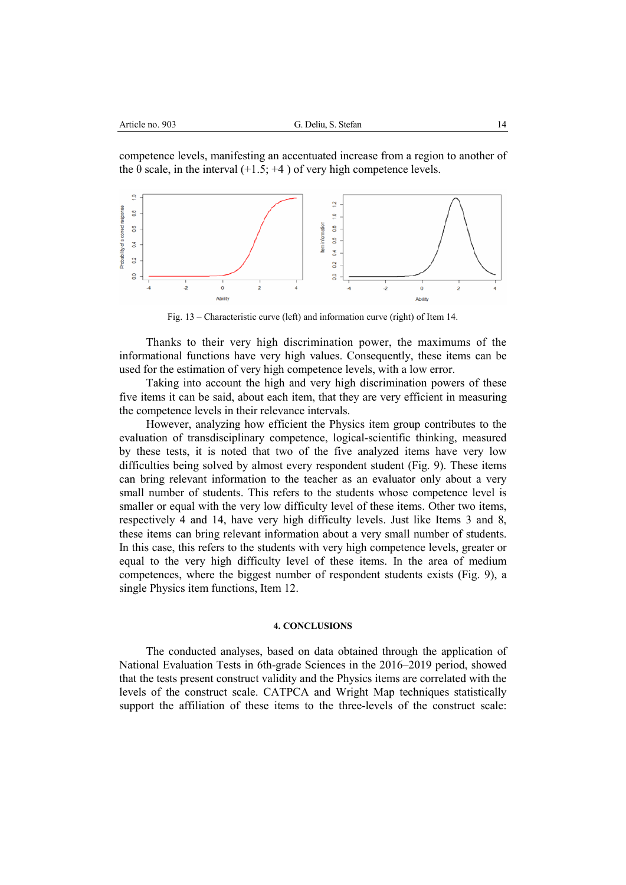competence levels, manifesting an accentuated increase from a region to another of the θ scale, in the interval (+1.5; +4 ) of very high competence levels.

Fig. 13 – Characteristic curve (left) and information curve (right) of Item 14.

Thanks to their very high discrimination power, the maximums of the informational functions have very high values. Consequently, these items can be used for the estimation of very high competence levels, with a low error.

Taking into account the high and very high discrimination powers of these five items it can be said, about each item, that they are very efficient in measuring the competence levels in their relevance intervals.

However, analyzing how efficient the Physics item group contributes to the evaluation of transdisciplinary competence, logical-scientific thinking, measured by these tests, it is noted that two of the five analyzed items have very low difficulties being solved by almost every respondent student (Fig. 9). These items can bring relevant information to the teacher as an evaluator only about a very small number of students. This refers to the students whose competence level is smaller or equal with the very low difficulty level of these items. Other two items, respectively 4 and 14, have very high difficulty levels. Just like Items 3 and 8, these items can bring relevant information about a very small number of students. In this case, this refers to the students with very high competence levels, greater or equal to the very high difficulty level of these items. In the area of medium competences, where the biggest number of respondent students exists (Fig. 9), a single Physics item functions, Item 12.

#### 4. CONCLUSIONS

The conducted analyses, based on data obtained through the application of National Evaluation Tests in 6th-grade Sciences in the 2016–2019 period, showed that the tests present construct validity and the Physics items are correlated with the levels of the construct scale. CATPCA and Wright Map techniques statistically support the affiliation of these items to the three-levels of the construct scale: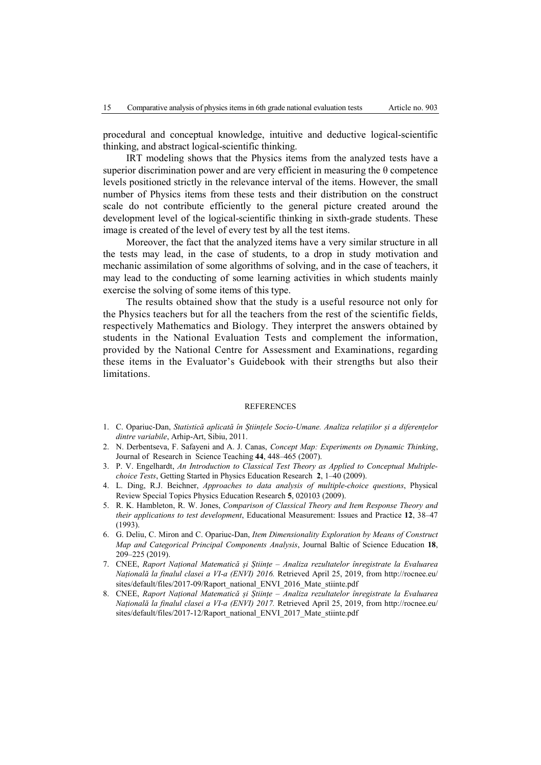procedural and conceptual knowledge, intuitive and deductive logical-scientific thinking, and abstract logical-scientific thinking.

IRT modeling shows that the Physics items from the analyzed tests have a superior discrimination power and are very efficient in measuring the θ competence levels positioned strictly in the relevance interval of the items. However, the small number of Physics items from these tests and their distribution on the construct scale do not contribute efficiently to the general picture created around the development level of the logical-scientific thinking in sixth-grade students. These image is created of the level of every test by all the test items.

Moreover, the fact that the analyzed items have a very similar structure in all the tests may lead, in the case of students, to a drop in study motivation and mechanic assimilation of some algorithms of solving, and in the case of teachers, it may lead to the conducting of some learning activities in which students mainly exercise the solving of some items of this type.

The results obtained show that the study is a useful resource not only for the Physics teachers but for all the teachers from the rest of the scientific fields, respectively Mathematics and Biology. They interpret the answers obtained by students in the National Evaluation Tests and complement the information, provided by the National Centre for Assessment and Examinations, regarding these items in the Evaluator's Guidebook with their strengths but also their limitations.

## REFERENCES

1. C. Opariuc-Dan, *Statistică aplicată în Științele Socio-Umane. Analiza relațiilor și a diferențelor dintre variabile*, Arhip-Art, Sibiu, 2011.
2. N. Derbentseva, F. Safayeni and A. J. Canas, *Concept Map: Experiments on Dynamic Thinking*, Journal of Research in Science Teaching **44**, 448–465 (2007).
3. P. V. Engelhardt, *An Introduction to Classical Test Theory as Applied to Conceptual Multiple-choice Tests*, Getting Started in Physics Education Research **2**, 1–40 (2009).
4. L. Ding, R.J. Beichner, *Approaches to data analysis of multiple-choice questions*, Physical Review Special Topics Physics Education Research **5**, 020103 (2009).
5. R. K. Hambleton, R. W. Jones, *Comparison of Classical Theory and Item Response Theory and their applications to test development*, Educational Measurement: Issues and Practice **12**, 38–47 (1993).
6. G. Deliu, C. Miron and C. Opariuc-Dan, *Item Dimensionality Exploration by Means of Construct Map and Categorical Principal Components Analysis*, Journal Baltic of Science Education **18**, 209–225 (2019).
7. CNEE, *Raport Național Matematică și Științe – Analiza rezultatelor înregistrate la Evaluarea Națională la finalul clasei a VI-a (ENVI) 2016.* Retrieved April 25, 2019, from http://rocnee.eu/sites/default/files/2017-09/Raport_national_ENVI_2016_Mate_stiinte.pdf
8. CNEE, *Raport Național Matematică și Științe – Analiza rezultatelor înregistrate la Evaluarea Națională la finalul clasei a VI-a (ENVI) 2017.* Retrieved April 25, 2019, from http://rocnee.eu/sites/default/files/2017-12/Raport_national_ENVI_2017_Mate_stiinte.pdf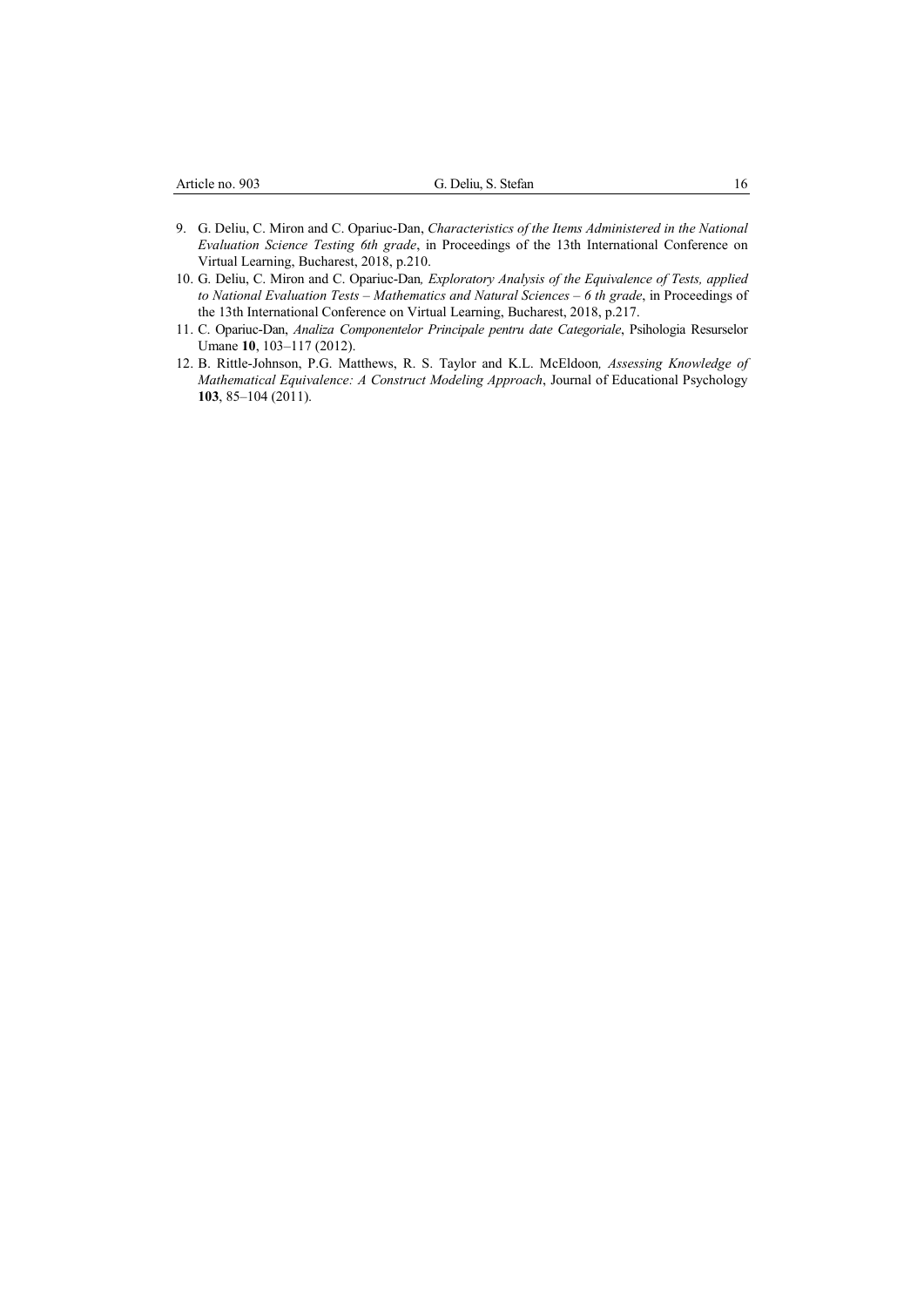9. G. Deliu, C. Miron and C. Opariuc-Dan, *Characteristics of the Items Administered in the National Evaluation Science Testing 6th grade*, in Proceedings of the 13th International Conference on Virtual Learning, Bucharest, 2018, p.210.
10. G. Deliu, C. Miron and C. Opariuc-Dan*, Exploratory Analysis of the Equivalence of Tests, applied to National Evaluation Tests – Mathematics and Natural Sciences – 6 th grade*, in Proceedings of the 13th International Conference on Virtual Learning, Bucharest, 2018, p.217.
11. C. Opariuc-Dan, *Analiza Componentelor Principale pentru date Categoriale*, Psihologia Resurselor Umane **10**, 103–117 (2012).
12. B. Rittle-Johnson, P.G. Matthews, R. S. Taylor and K.L. McEldoon*, Assessing Knowledge of Mathematical Equivalence: A Construct Modeling Approach*, Journal of Educational Psychology **103**, 85–104 (2011).